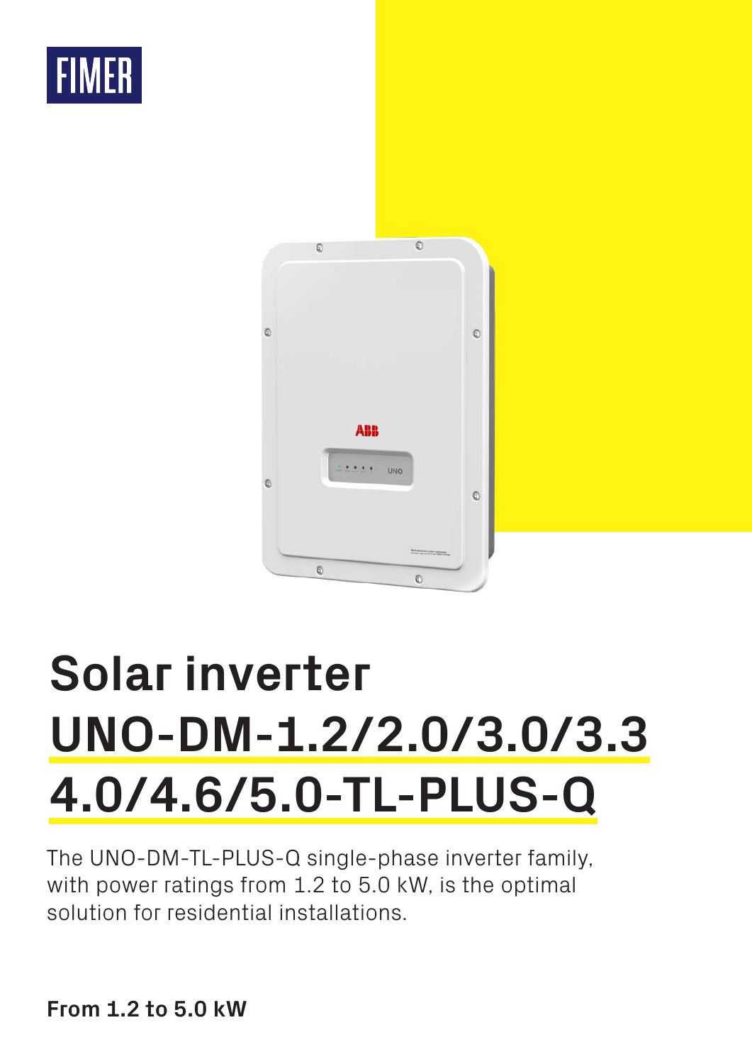FIMER

# Solar inverter UNO-DM-1.2/2.0/3.0/3.3 4.0/4.6/5.0-TL-PLUS-Q

The UNO-DM-TL-PLUS-Q single-phase inverter family, with power ratings from 1.2 to 5.0 kW, is the optimal solution for residential installations.

**From 1.2 to 5.0 kW**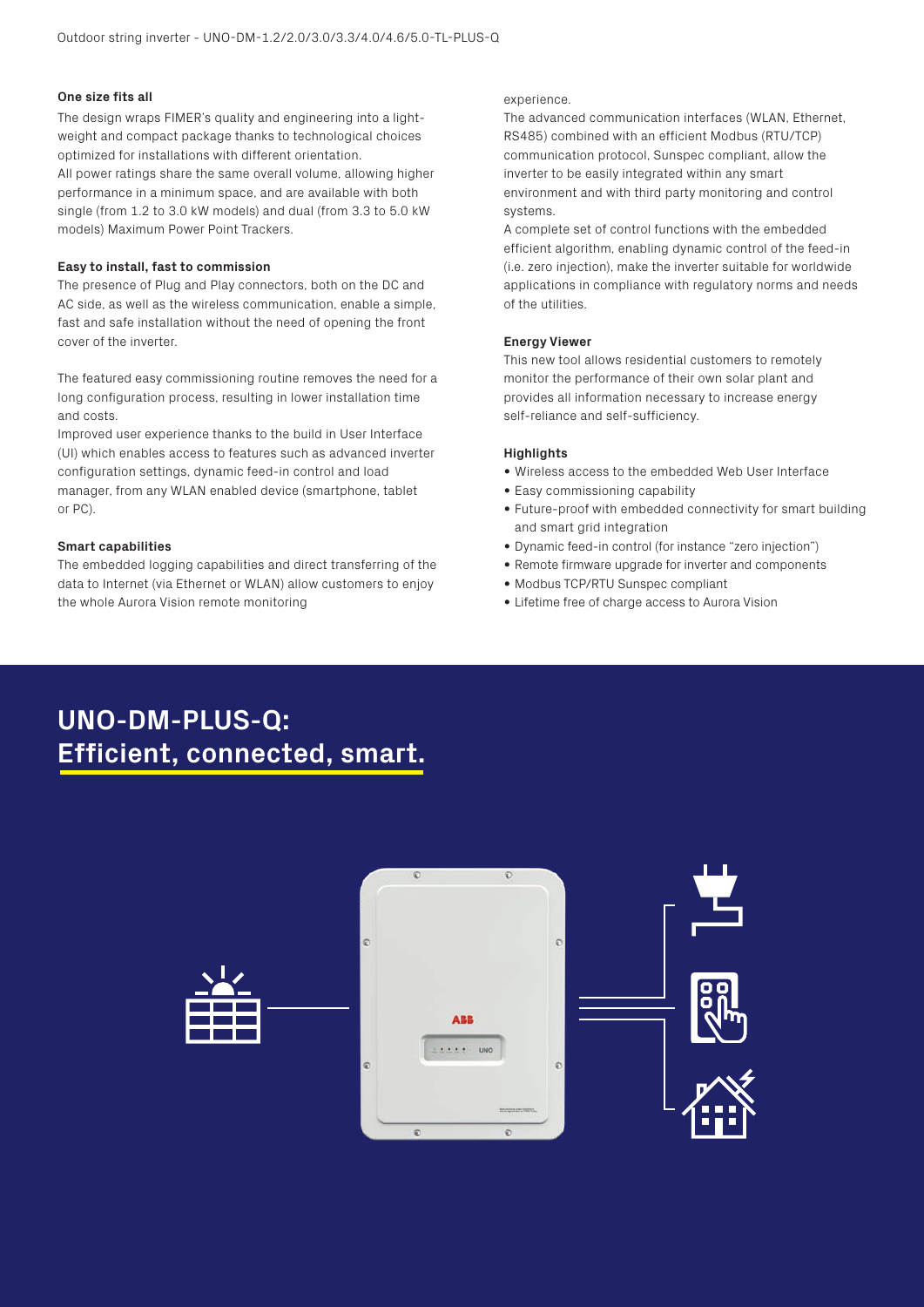### One size fits all

The design wraps FIMER's quality and engineering into a light-weight and compact package thanks to technological choices optimized for installations with different orientation.
All power ratings share the same overall volume, allowing higher performance in a minimum space, and are available with both single (from 1.2 to 3.0 kW models) and dual (from 3.3 to 5.0 kW models) Maximum Power Point Trackers.

### Easy to install, fast to commission

The presence of Plug and Play connectors, both on the DC and AC side, as well as the wireless communication, enable a simple, fast and safe installation without the need of opening the front cover of the inverter.

The featured easy commissioning routine removes the need for a long configuration process, resulting in lower installation time and costs.
Improved user experience thanks to the build in User Interface (UI) which enables access to features such as advanced inverter configuration settings, dynamic feed-in control and load manager, from any WLAN enabled device (smartphone, tablet or PC).

### Smart capabilities

The embedded logging capabilities and direct transferring of the data to Internet (via Ethernet or WLAN) allow customers to enjoy the whole Aurora Vision remote monitoring experience.
The advanced communication interfaces (WLAN, Ethernet, RS485) combined with an efficient Modbus (RTU/TCP) communication protocol, Sunspec compliant, allow the inverter to be easily integrated within any smart environment and with third party monitoring and control systems.
A complete set of control functions with the embedded efficient algorithm, enabling dynamic control of the feed-in (i.e. zero injection), make the inverter suitable for worldwide applications in compliance with regulatory norms and needs of the utilities.

### Energy Viewer

This new tool allows residential customers to remotely monitor the performance of their own solar plant and provides all information necessary to increase energy self-reliance and self-sufficiency.

### Highlights

- Wireless access to the embedded Web User Interface
- Easy commissioning capability
- Future-proof with embedded connectivity for smart building and smart grid integration
- Dynamic feed-in control (for instance "zero injection")
- Remote firmware upgrade for inverter and components
- Modbus TCP/RTU Sunspec compliant
- Lifetime free of charge access to Aurora Vision

## UNO-DM-PLUS-Q: Efficient, connected, smart.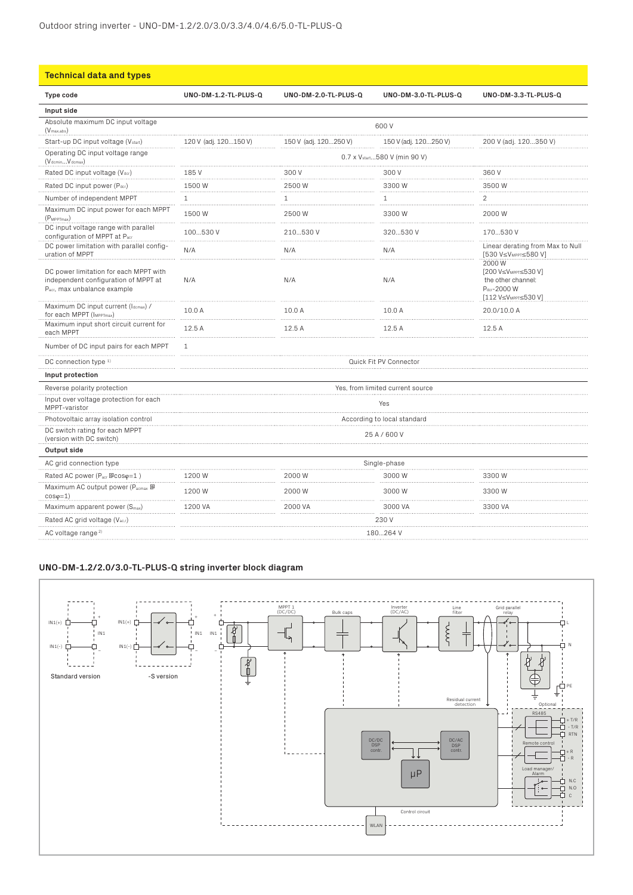Outdoor string inverter - UNO-DM-1.2/2.0/3.0/3.3/4.0/4.6/5.0-TL-PLUS-Q

## Technical data and types

| Type code | UNO-DM-1.2-TL-PLUS-Q | UNO-DM-2.0-TL-PLUS-Q | UNO-DM-3.0-TL-PLUS-Q | UNO-DM-3.3-TL-PLUS-Q |
|---|---|---|---|---|
| **Input side** | | | | |
| Absolute maximum DC input voltage ($V_{max,abs}$) | 600 V | | | |
| Start-up DC input voltage ($V_{start}$) | 120 V (adj. 120...150 V) | 150 V (adj. 120...250 V) | 150 V (adj. 120...250 V) | 200 V (adj. 120...350 V) |
| Operating DC input voltage range ($V_{dcmin}$...$V_{dcmax}$) | 0.7 x $V_{start}$...580 V (min 90 V) | | | |
| Rated DC input voltage ($V_{dcr}$) | 185 V | 300 V | 300 V | 360 V |
| Rated DC input power ($P_{dcr}$) | 1500 W | 2500 W | 3300 W | 3500 W |
| Number of independent MPPT | 1 | 1 | 1 | 2 |
| Maximum DC input power for each MPPT ($P_{MPPTmax}$) | 1500 W | 2500 W | 3300 W | 2000 W |
| DC input voltage range with parallel configuration of MPPT at $P_{acr}$ | 100...530 V | 210...530 V | 320...530 V | 170...530 V |
| DC power limitation with parallel configuration of MPPT | N/A | N/A | N/A | Linear derating from Max to Null [530 V≤$V_{MPPT}$≤580 V] |
| DC power limitation for each MPPT with independent configuration of MPPT at $P_{acr}$, max unbalance example | N/A | N/A | N/A | 2000 W [200 V≤$V_{MPPT}$≤530 V] the other channel: $P_{dcr}$-2000 W [112 V≤$V_{MPPT}$≤530 V] |
| Maximum DC input current ($I_{dcmax}$) / for each MPPT ($I_{MPPTmax}$) | 10.0 A | 10.0 A | 10.0 A | 20.0/10.0 A |
| Maximum input short circuit current for each MPPT | 12.5 A | 12.5 A | 12.5 A | 12.5 A |
| Number of DC input pairs for each MPPT | 1 | | | |
| DC connection type [1] | Quick Fit PV Connector | | | |
| **Input protection** | | | | |
| Reverse polarity protection | Yes, from limited current source | | | |
| Input over voltage protection for each MPPT-varistor | Yes | | | |
| Photovoltaic array isolation control | According to local standard | | | |
| DC switch rating for each MPPT (version with DC switch) | 25 A / 600 V | | | |
| **Output side** | | | | |
| AC grid connection type | Single-phase | | | |
| Rated AC power ($P_{acr}$ @cosφ=1 ) | 1200 W | 2000 W | 3000 W | 3300 W |
| Maximum AC output power ($P_{acmax}$ @ cosφ=1) | 1200 W | 2000 W | 3000 W | 3300 W |
| Maximum apparent power ($S_{max}$) | 1200 VA | 2000 VA | 3000 VA | 3300 VA |
| Rated AC grid voltage ($V_{ac,r}$) | 230 V | | | |
| AC voltage range [2] | 180...264 V | | | |

### UNO-DM-1.2/2.0/3.0-TL-PLUS-Q string inverter block diagram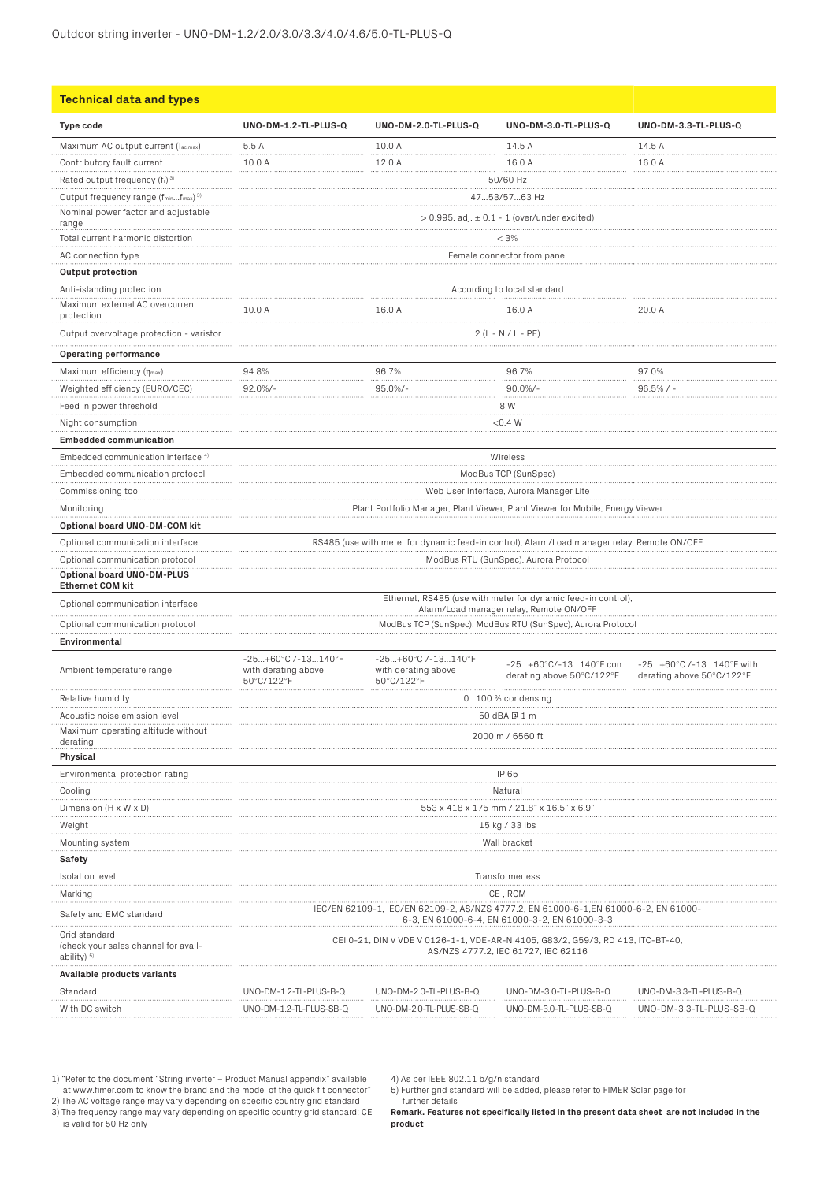Outdoor string inverter - UNO-DM-1.2/2.0/3.0/3.3/4.0/4.6/5.0-TL-PLUS-Q

## Technical data and types

| Type code | UNO-DM-1.2-TL-PLUS-Q | UNO-DM-2.0-TL-PLUS-Q | UNO-DM-3.0-TL-PLUS-Q | UNO-DM-3.3-TL-PLUS-Q |
|---|---|---|---|---|
| Maximum AC output current ($I_{ac,max}$) | 5.5 A | 10.0 A | 14.5 A | 14.5 A |
| Contributory fault current | 10.0 A | 12.0 A | 16.0 A | 16.0 A |
| Rated output frequency ($f_r$) [3] | 50/60 Hz | | | |
| Output frequency range ($f_{min}$...$f_{max}$) [3] | 47...53/57...63 Hz | | | |
| Nominal power factor and adjustable range | > 0.995, adj. ± 0.1 - 1 (over/under excited) | | | |
| Total current harmonic distortion | < 3% | | | |
| AC connection type | Female connector from panel | | | |
| **Output protection** | | | | |
| Anti-islanding protection | According to local standard | | | |
| Maximum external AC overcurrent protection | 10.0 A | 16.0 A | 16.0 A | 20.0 A |
| Output overvoltage protection - varistor | 2 (L - N / L - PE) | | | |
| **Operating performance** | | | | |
| Maximum efficiency ($\eta_{max}$) | 94.8% | 96.7% | 96.7% | 97.0% |
| Weighted efficiency (EURO/CEC) | 92.0%/- | 95.0%/- | 90.0%/- | 96.5% / - |
| Feed in power threshold | 8 W | | | |
| Night consumption | <0.4 W | | | |
| **Embedded communication** | | | | |
| Embedded communication interface [4] | Wireless | | | |
| Embedded communication protocol | ModBus TCP (SunSpec) | | | |
| Commissioning tool | Web User Interface, Aurora Manager Lite | | | |
| Monitoring | Plant Portfolio Manager, Plant Viewer, Plant Viewer for Mobile, Energy Viewer | | | |
| **Optional board UNO-DM-COM kit** | | | | |
| Optional communication interface | RS485 (use with meter for dynamic feed-in control), Alarm/Load manager relay, Remote ON/OFF | | | |
| Optional communication protocol | ModBus RTU (SunSpec), Aurora Protocol | | | |
| **Optional board UNO-DM-PLUS Ethernet COM kit** | | | | |
| Optional communication interface | Ethernet, RS485 (use with meter for dynamic feed-in control), Alarm/Load manager relay, Remote ON/OFF | | | |
| Optional communication protocol | ModBus TCP (SunSpec), ModBus RTU (SunSpec), Aurora Protocol | | | |
| **Environmental** | | | | |
| Ambient temperature range | -25...+60°C /-13...140°F with derating above 50°C/122°F | -25...+60°C /-13...140°F with derating above 50°C/122°F | -25...+60°C/-13...140°F con derating above 50°C/122°F | -25...+60°C /-13...140°F with derating above 50°C/122°F |
| Relative humidity | 0...100 % condensing | | | |
| Acoustic noise emission level | 50 dBA @ 1 m | | | |
| Maximum operating altitude without derating | 2000 m / 6560 ft | | | |
| **Physical** | | | | |
| Environmental protection rating | IP 65 | | | |
| Cooling | Natural | | | |
| Dimension (H x W x D) | 553 x 418 x 175 mm / 21.8" x 16.5" x 6.9" | | | |
| Weight | 15 kg / 33 lbs | | | |
| Mounting system | Wall bracket | | | |
| **Safety** | | | | |
| Isolation level | Transformerless | | | |
| Marking | CE , RCM | | | |
| Safety and EMC standard | IEC/EN 62109-1, IEC/EN 62109-2, AS/NZS 4777.2, EN 61000-6-1,EN 61000-6-2, EN 61000-6-3, EN 61000-6-4, EN 61000-3-2, EN 61000-3-3 | | | |
| Grid standard (check your sales channel for availability) [5] | CEI 0-21, DIN V VDE V 0126-1-1, VDE-AR-N 4105, G83/2, G59/3, RD 413, ITC-BT-40, AS/NZS 4777.2, IEC 61727, IEC 62116 | | | |
| **Available products variants** | | | | |
| Standard | UNO-DM-1.2-TL-PLUS-B-Q | UNO-DM-2.0-TL-PLUS-B-Q | UNO-DM-3.0-TL-PLUS-B-Q | UNO-DM-3.3-TL-PLUS-B-Q |
| With DC switch | UNO-DM-1.2-TL-PLUS-SB-Q | UNO-DM-2.0-TL-PLUS-SB-Q | UNO-DM-3.0-TL-PLUS-SB-Q | UNO-DM-3.3-TL-PLUS-SB-Q |

1) "Refer to the document "String inverter – Product Manual appendix" available at www.fimer.com to know the brand and the model of the quick fit connector"
2) The AC voltage range may vary depending on specific country grid standard
3) The frequency range may vary depending on specific country grid standard; CE is valid for 50 Hz only
4) As per IEEE 802.11 b/g/n standard
5) Further grid standard will be added, please refer to FIMER Solar page for further details

**Remark. Features not specifically listed in the present data sheet are not included in the product**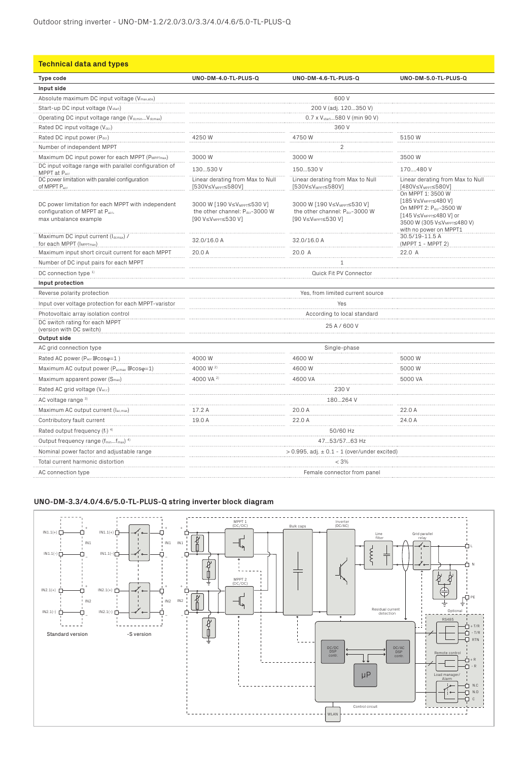## Technical data and types

| Type code | UNO-DM-4.0-TL-PLUS-Q | UNO-DM-4.6-TL-PLUS-Q | UNO-DM-5.0-TL-PLUS-Q |
|---|---|---|---|
| **Input side** | | | |
| Absolute maximum DC input voltage ($V_{max,abs}$) | 600 V | | |
| Start-up DC input voltage ($V_{start}$) | 200 V (adj. 120...350 V) | | |
| Operating DC input voltage range ($V_{dcmin}$...$V_{dcmax}$) | 0.7 x $V_{start}$...580 V (min 90 V) | | |
| Rated DC input voltage ($V_{dcr}$) | 360 V | | |
| Rated DC input power ($P_{dcr}$) | 4250 W | 4750 W | 5150 W |
| Number of independent MPPT | 2 | | |
| Maximum DC input power for each MPPT ($P_{MPPTmax}$) | 3000 W | 3000 W | 3500 W |
| DC input voltage range with parallel configuration of MPPT at $P_{acr}$ | 130...530 V | 150...530 V | 170....480 V |
| DC power limitation with parallel configuration of MPPT $P_{acr}$ | Linear derating from Max to Null [530V≤$V_{MPPT}$≤580V] | Linear derating from Max to Null [530V≤$V_{MPPT}$≤580V] | Linear derating from Max to Null [480V≤$V_{MPPT}$≤580V] |
| DC power limitation for each MPPT with independent configuration of MPPT at $P_{acr}$, max unbalance example | 3000 W [190 V≤$V_{MPPT}$≤530 V] the other channel: $P_{acr}$-3000 W [90 V≤$V_{MPPT}$≤530 V] | 3000 W [190 V≤$V_{MPPT}$≤530 V] the other channel: $P_{acr}$-3000 W [90 V≤$V_{MPPT}$≤530 V] | On MPPT 1: 3500 W [185 V≤$V_{MPPT}$≤480 V] On MPPT 2: $P_{acr}$-3500 W [145 V≤$V_{MPPT}$≤480 V] or 3500 W (305 V≤$V_{MPPT}$≤480 V) with no power on MPPT1 |
| Maximum DC input current ($I_{dcmax}$) / for each MPPT ($I_{MPPTmax}$) | 32.0/16.0 A | 32.0/16.0 A | 30.5/19-11.5 A (MPPT 1 - MPPT 2) |
| Maximum input short circuit current for each MPPT | 20.0 A | 20.0 A | 22.0 A |
| Number of DC input pairs for each MPPT | 1 | | |
| DC connection type [1] | Quick Fit PV Connector | | |
| **Input protection** | | | |
| Reverse polarity protection | Yes, from limited current source | | |
| Input over voltage protection for each MPPT-varistor | Yes | | |
| Photovoltaic array isolation control | According to local standard | | |
| DC switch rating for each MPPT (version with DC switch) | 25 A / 600 V | | |
| **Output side** | | | |
| AC grid connection type | Single-phase | | |
| Rated AC power ($P_{acr}$ @cosφ=1 ) | 4000 W | 4600 W | 5000 W |
| Maximum AC output power ($P_{acmax}$ @cosφ=1) | 4000 W [2] | 4600 W | 5000 W |
| Maximum apparent power ($S_{max}$) | 4000 VA [2] | 4600 VA | 5000 VA |
| Rated AC grid voltage ($V_{ac,r}$) | 230 V | | |
| AC voltage range [3] | 180...264 V | | |
| Maximum AC output current ($I_{ac,max}$) | 17.2 A | 20.0 A | 22.0 A |
| Contributory fault current | 19.0 A | 22.0 A | 24.0 A |
| Rated output frequency ($f_r$) [4] | 50/60 Hz | | |
| Output frequency range ($f_{min}$...$f_{max}$) [4] | 47...53/57...63 Hz | | |
| Nominal power factor and adjustable range | > 0.995, adj. ± 0.1 - 1 (over/under excited) | | |
| Total current harmonic distortion | < 3% | | |
| AC connection type | Female connector from panel | | |

### UNO-DM-3.3/4.0/4.6/5.0-TL-PLUS-Q string inverter block diagram

IN1.1(+) IN1 IN1.1(-) IN2.1(+) IN2 IN2.1(-) Standard version

IN1.1(+) IN1 IN1.1(-) IN2.1(+) IN2 IN2.1(-) -S version

MPPT 1 (DC/DC) · MPPT 2 (DC/DC) · Bulk caps · Inverter (DC/AC) · Line filter · Grid parallel relay · L · N · PE · Residual current detection · Optional · RS485 · + T/R · - T/R · RTN · Remote control · + R · - R · Load manager/ Alarm · N.C · N.O · C · DC/DC DSP contr. · DC/AC DSP contr. · µP · Control circuit · WLAN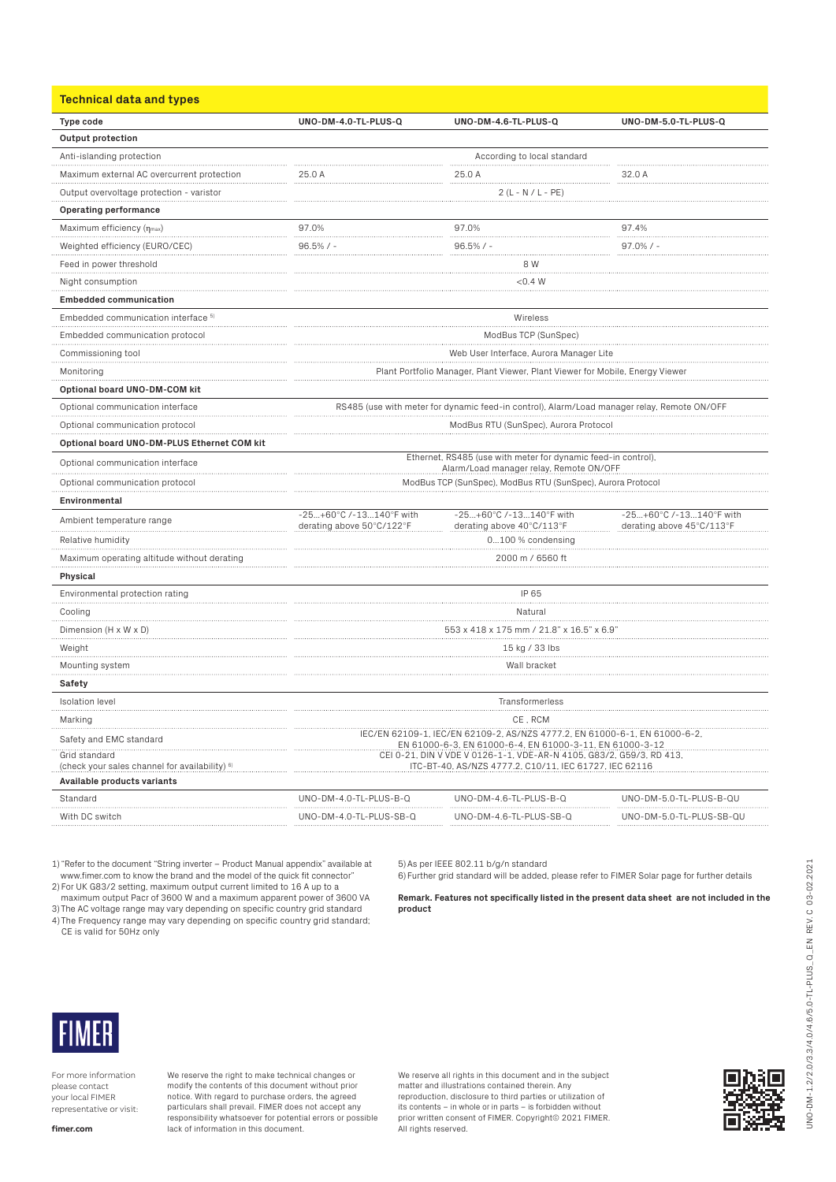## Technical data and types

| Type code | UNO-DM-4.0-TL-PLUS-Q | UNO-DM-4.6-TL-PLUS-Q | UNO-DM-5.0-TL-PLUS-Q |
|---|---|---|---|
| **Output protection** | | | |
| Anti-islanding protection | According to local standard | | |
| Maximum external AC overcurrent protection | 25.0 A | 25.0 A | 32.0 A |
| Output overvoltage protection - varistor | 2 (L - N / L - PE) | | |
| **Operating performance** | | | |
| Maximum efficiency ($\eta_{max}$) | 97.0% | 97.0% | 97.4% |
| Weighted efficiency (EURO/CEC) | 96.5% / - | 96.5% / - | 97.0% / - |
| Feed in power threshold | 8 W | | |
| Night consumption | <0.4 W | | |
| **Embedded communication** | | | |
| Embedded communication interface [5] | Wireless | | |
| Embedded communication protocol | ModBus TCP (SunSpec) | | |
| Commissioning tool | Web User Interface, Aurora Manager Lite | | |
| Monitoring | Plant Portfolio Manager, Plant Viewer, Plant Viewer for Mobile, Energy Viewer | | |
| **Optional board UNO-DM-COM kit** | | | |
| Optional communication interface | RS485 (use with meter for dynamic feed-in control), Alarm/Load manager relay, Remote ON/OFF | | |
| Optional communication protocol | ModBus RTU (SunSpec), Aurora Protocol | | |
| **Optional board UNO-DM-PLUS Ethernet COM kit** | | | |
| Optional communication interface | Ethernet, RS485 (use with meter for dynamic feed-in control), Alarm/Load manager relay, Remote ON/OFF | | |
| Optional communication protocol | ModBus TCP (SunSpec), ModBus RTU (SunSpec), Aurora Protocol | | |
| **Environmental** | | | |
| Ambient temperature range | -25...+60°C /-13...140°F with derating above 50°C/122°F | -25...+60°C /-13...140°F with derating above 40°C/113°F | -25...+60°C /-13...140°F with derating above 45°C/113°F |
| Relative humidity | 0...100 % condensing | | |
| Maximum operating altitude without derating | 2000 m / 6560 ft | | |
| **Physical** | | | |
| Environmental protection rating | IP 65 | | |
| Cooling | Natural | | |
| Dimension (H x W x D) | 553 x 418 x 175 mm / 21.8" x 16.5" x 6.9" | | |
| Weight | 15 kg / 33 lbs | | |
| Mounting system | Wall bracket | | |
| **Safety** | | | |
| Isolation level | Transformerless | | |
| Marking | CE , RCM | | |
| Safety and EMC standard | IEC/EN 62109-1, IEC/EN 62109-2, AS/NZS 4777.2, EN 61000-6-1, EN 61000-6-2, EN 61000-6-3, EN 61000-6-4, EN 61000-3-11, EN 61000-3-12 | | |
| Grid standard (check your sales channel for availability) [6] | CEI 0-21, DIN V VDE V 0126-1-1, VDE-AR-N 4105, G83/2, G59/3, RD 413, ITC-BT-40, AS/NZS 4777.2, C10/11, IEC 61727, IEC 62116 | | |
| **Available products variants** | | | |
| Standard | UNO-DM-4.0-TL-PLUS-B-Q | UNO-DM-4.6-TL-PLUS-B-Q | UNO-DM-5.0-TL-PLUS-B-QU |
| With DC switch | UNO-DM-4.0-TL-PLUS-SB-Q | UNO-DM-4.6-TL-PLUS-SB-Q | UNO-DM-5.0-TL-PLUS-SB-QU |

1) "Refer to the document "String inverter – Product Manual appendix" available at www.fimer.com to know the brand and the model of the quick fit connector"
2) For UK G83/2 setting, maximum output current limited to 16 A up to a maximum output Pacr of 3600 W and a maximum apparent power of 3600 VA
3) The AC voltage range may vary depending on specific country grid standard
4) The Frequency range may vary depending on specific country grid standard; CE is valid for 50Hz only
5) As per IEEE 802.11 b/g/n standard
6) Further grid standard will be added, please refer to FIMER Solar page for further details

**Remark. Features not specifically listed in the present data sheet are not included in the product**

FIMER

For more information please contact your local FIMER representative or visit:

**fimer.com**

We reserve the right to make technical changes or modify the contents of this document without prior notice. With regard to purchase orders, the agreed particulars shall prevail. FIMER does not accept any responsibility whatsoever for potential errors or possible lack of information in this document.

We reserve all rights in this document and in the subject matter and illustrations contained therein. Any reproduction, disclosure to third parties or utilization of its contents – in whole or in parts – is forbidden without prior written consent of FIMER. Copyright© 2021 FIMER. All rights reserved.

UNO-DM-1.2/2.0/3.3/4.0/4.6/5.0-TL-PLUS_Q_EN REV. C 03-02-2021